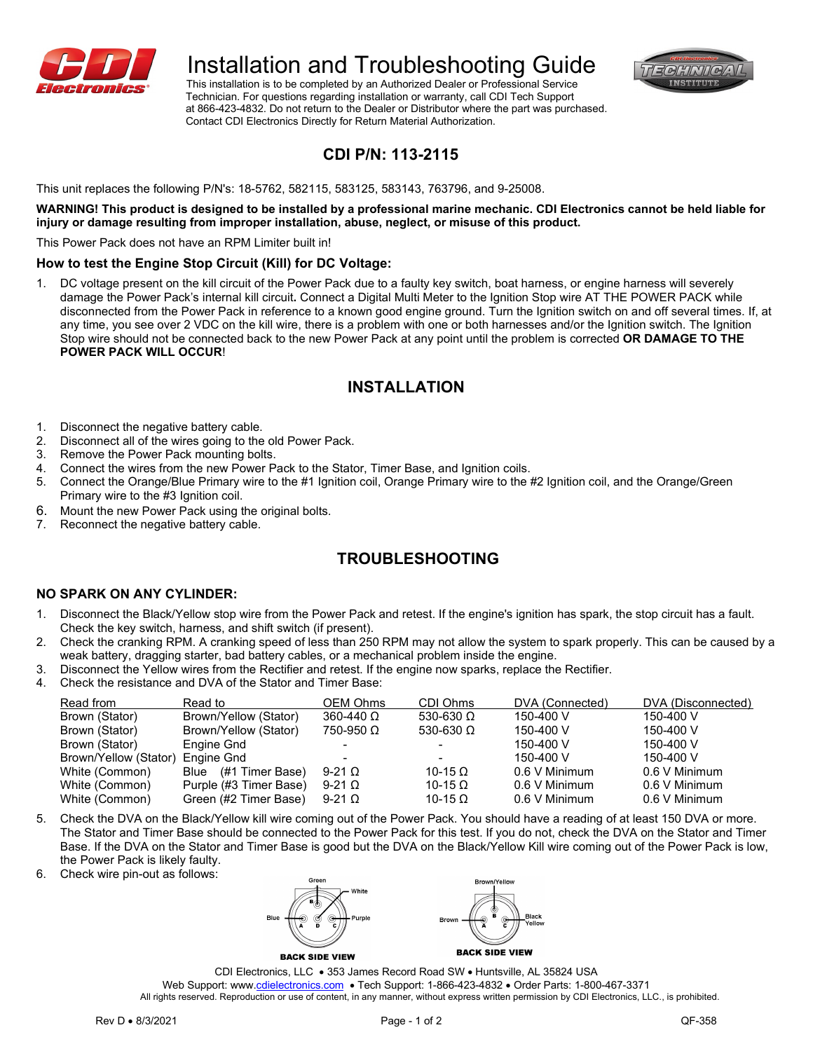# Installation and Troubleshooting Guide

This installation is to be completed by an Authorized Dealer or Professional Service Technician. For questions regarding installation or warranty, call CDI Tech Support at 866-423-4832. Do not return to the Dealer or Distributor where the part was purchased. Contact CDI Electronics Directly for Return Material Authorization.

## CDI P/N: 113-2115

This unit replaces the following P/N's: 18-5762, 582115, 583125, 583143, 763796, and 9-25008.

**WARNING! This product is designed to be installed by a professional marine mechanic. CDI Electronics cannot be held liable for injury or damage resulting from improper installation, abuse, neglect, or misuse of this product.**

This Power Pack does not have an RPM Limiter built in!

### How to test the Engine Stop Circuit (Kill) for DC Voltage:

1. DC voltage present on the kill circuit of the Power Pack due to a faulty key switch, boat harness, or engine harness will severely damage the Power Pack's internal kill circuit**.** Connect a Digital Multi Meter to the Ignition Stop wire AT THE POWER PACK while disconnected from the Power Pack in reference to a known good engine ground. Turn the Ignition switch on and off several times. If, at any time, you see over 2 VDC on the kill wire, there is a problem with one or both harnesses and/or the Ignition switch. The Ignition Stop wire should not be connected back to the new Power Pack at any point until the problem is corrected **OR DAMAGE TO THE POWER PACK WILL OCCUR**!

## INSTALLATION

1. Disconnect the negative battery cable.
2. Disconnect all of the wires going to the old Power Pack.
3. Remove the Power Pack mounting bolts.
4. Connect the wires from the new Power Pack to the Stator, Timer Base, and Ignition coils.
5. Connect the Orange/Blue Primary wire to the #1 Ignition coil, Orange Primary wire to the #2 Ignition coil, and the Orange/Green Primary wire to the #3 Ignition coil.
6. Mount the new Power Pack using the original bolts.
7. Reconnect the negative battery cable.

## TROUBLESHOOTING

### NO SPARK ON ANY CYLINDER:

1. Disconnect the Black/Yellow stop wire from the Power Pack and retest. If the engine's ignition has spark, the stop circuit has a fault. Check the key switch, harness, and shift switch (if present).
2. Check the cranking RPM. A cranking speed of less than 250 RPM may not allow the system to spark properly. This can be caused by a weak battery, dragging starter, bad battery cables, or a mechanical problem inside the engine.
3. Disconnect the Yellow wires from the Rectifier and retest. If the engine now sparks, replace the Rectifier.
4. Check the resistance and DVA of the Stator and Timer Base:

| Read from | Read to | OEM Ohms | CDI Ohms | DVA (Connected) | DVA (Disconnected) |
|---|---|---|---|---|---|
| Brown (Stator) | Brown/Yellow (Stator) | 360-440 Ω | 530-630 Ω | 150-400 V | 150-400 V |
| Brown (Stator) | Brown/Yellow (Stator) | 750-950 Ω | 530-630 Ω | 150-400 V | 150-400 V |
| Brown (Stator) | Engine Gnd | - | - | 150-400 V | 150-400 V |
| Brown/Yellow (Stator) | Engine Gnd | - | - | 150-400 V | 150-400 V |
| White (Common) | Blue (#1 Timer Base) | 9-21 Ω | 10-15 Ω | 0.6 V Minimum | 0.6 V Minimum |
| White (Common) | Purple (#3 Timer Base) | 9-21 Ω | 10-15 Ω | 0.6 V Minimum | 0.6 V Minimum |
| White (Common) | Green (#2 Timer Base) | 9-21 Ω | 10-15 Ω | 0.6 V Minimum | 0.6 V Minimum |

5. Check the DVA on the Black/Yellow kill wire coming out of the Power Pack. You should have a reading of at least 150 DVA or more. The Stator and Timer Base should be connected to the Power Pack for this test. If you do not, check the DVA on the Stator and Timer Base. If the DVA on the Stator and Timer Base is good but the DVA on the Black/Yellow Kill wire coming out of the Power Pack is low, the Power Pack is likely faulty.
6. Check wire pin-out as follows:

Green (B), White (D), Blue (A), Purple (C) — BACK SIDE VIEW

Brown/Yellow (B), Brown (A), Black Yellow (C) — BACK SIDE VIEW

CDI Electronics, LLC • 353 James Record Road SW • Huntsville, AL 35824 USA
Web Support: www.cdielectronics.com • Tech Support: 1-866-423-4832 • Order Parts: 1-800-467-3371
All rights reserved. Reproduction or use of content, in any manner, without express written permission by CDI Electronics, LLC., is prohibited.

Rev D • 8/3/2021 QF-358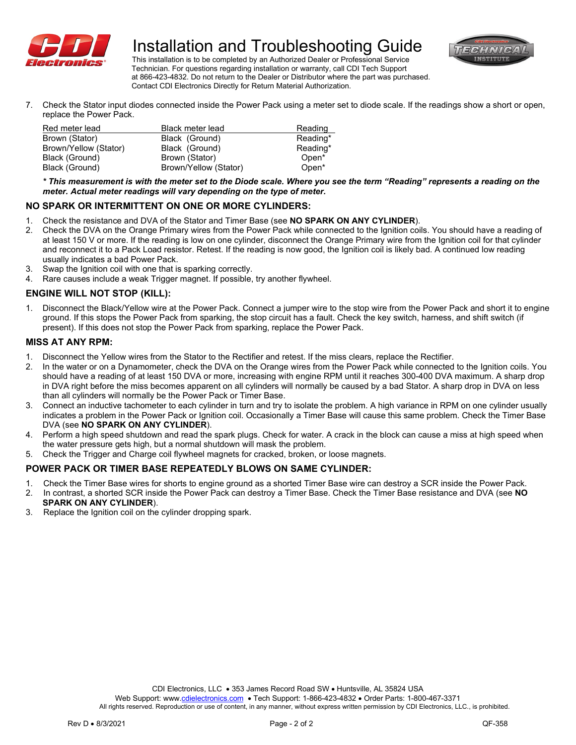# Installation and Troubleshooting Guide

This installation is to be completed by an Authorized Dealer or Professional Service Technician. For questions regarding installation or warranty, call CDI Tech Support at 866-423-4832. Do not return to the Dealer or Distributor where the part was purchased. Contact CDI Electronics Directly for Return Material Authorization.

7. Check the Stator input diodes connected inside the Power Pack using a meter set to diode scale. If the readings show a short or open, replace the Power Pack.

| Red meter lead | Black meter lead | Reading |
|---|---|---|
| Brown (Stator) | Black (Ground) | Reading* |
| Brown/Yellow (Stator) | Black (Ground) | Reading* |
| Black (Ground) | Brown (Stator) | Open* |
| Black (Ground) | Brown/Yellow (Stator) | Open* |

***\* This measurement is with the meter set to the Diode scale. Where you see the term "Reading" represents a reading on the meter. Actual meter readings will vary depending on the type of meter.***

## NO SPARK OR INTERMITTENT ON ONE OR MORE CYLINDERS:

1. Check the resistance and DVA of the Stator and Timer Base (see **NO SPARK ON ANY CYLINDER**).
2. Check the DVA on the Orange Primary wires from the Power Pack while connected to the Ignition coils. You should have a reading of at least 150 V or more. If the reading is low on one cylinder, disconnect the Orange Primary wire from the Ignition coil for that cylinder and reconnect it to a Pack Load resistor. Retest. If the reading is now good, the Ignition coil is likely bad. A continued low reading usually indicates a bad Power Pack.
3. Swap the Ignition coil with one that is sparking correctly.
4. Rare causes include a weak Trigger magnet. If possible, try another flywheel.

## ENGINE WILL NOT STOP (KILL):

1. Disconnect the Black/Yellow wire at the Power Pack. Connect a jumper wire to the stop wire from the Power Pack and short it to engine ground. If this stops the Power Pack from sparking, the stop circuit has a fault. Check the key switch, harness, and shift switch (if present). If this does not stop the Power Pack from sparking, replace the Power Pack.

## MISS AT ANY RPM:

1. Disconnect the Yellow wires from the Stator to the Rectifier and retest. If the miss clears, replace the Rectifier.
2. In the water or on a Dynamometer, check the DVA on the Orange wires from the Power Pack while connected to the Ignition coils. You should have a reading of at least 150 DVA or more, increasing with engine RPM until it reaches 300-400 DVA maximum. A sharp drop in DVA right before the miss becomes apparent on all cylinders will normally be caused by a bad Stator. A sharp drop in DVA on less than all cylinders will normally be the Power Pack or Timer Base.
3. Connect an inductive tachometer to each cylinder in turn and try to isolate the problem. A high variance in RPM on one cylinder usually indicates a problem in the Power Pack or Ignition coil. Occasionally a Timer Base will cause this same problem. Check the Timer Base DVA (see **NO SPARK ON ANY CYLINDER**).
4. Perform a high speed shutdown and read the spark plugs. Check for water. A crack in the block can cause a miss at high speed when the water pressure gets high, but a normal shutdown will mask the problem.
5. Check the Trigger and Charge coil flywheel magnets for cracked, broken, or loose magnets.

## POWER PACK OR TIMER BASE REPEATEDLY BLOWS ON SAME CYLINDER:

1. Check the Timer Base wires for shorts to engine ground as a shorted Timer Base wire can destroy a SCR inside the Power Pack.
2. In contrast, a shorted SCR inside the Power Pack can destroy a Timer Base. Check the Timer Base resistance and DVA (see **NO SPARK ON ANY CYLINDER**).
3. Replace the Ignition coil on the cylinder dropping spark.

CDI Electronics, LLC • 353 James Record Road SW • Huntsville, AL 35824 USA
Web Support: www.cdielectronics.com • Tech Support: 1-866-423-4832 • Order Parts: 1-800-467-3371
All rights reserved. Reproduction or use of content, in any manner, without express written permission by CDI Electronics, LLC., is prohibited.

Rev D • 8/3/2021 QF-358